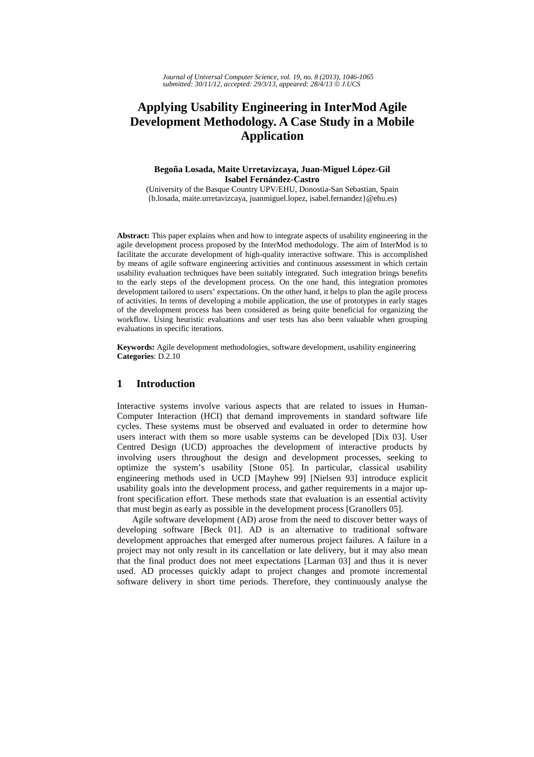# Applying Usability Engineering in InterMod Agile Development Methodology. A Case Study in a Mobile Application

**Begoña Losada, Maite Urretavizcaya, Juan-Miguel López-Gil**
**Isabel Fernández-Castro**
(University of the Basque Country UPV/EHU, Donostia-San Sebastian, Spain
{b.losada, maite.urretavizcaya, juanmiguel.lopez, isabel.fernandez}@ehu.es)

**Abstract:** This paper explains when and how to integrate aspects of usability engineering in the agile development process proposed by the InterMod methodology. The aim of InterMod is to facilitate the accurate development of high-quality interactive software. This is accomplished by means of agile software engineering activities and continuous assessment in which certain usability evaluation techniques have been suitably integrated. Such integration brings benefits to the early steps of the development process. On the one hand, this integration promotes development tailored to users' expectations. On the other hand, it helps to plan the agile process of activities. In terms of developing a mobile application, the use of prototypes in early stages of the development process has been considered as being quite beneficial for organizing the workflow. Using heuristic evaluations and user tests has also been valuable when grouping evaluations in specific iterations.

**Keywords:** Agile development methodologies, software development, usability engineering
**Categories**: D.2.10

## 1 Introduction

Interactive systems involve various aspects that are related to issues in Human-Computer Interaction (HCI) that demand improvements in standard software life cycles. These systems must be observed and evaluated in order to determine how users interact with them so more usable systems can be developed [Dix 03]. User Centred Design (UCD) approaches the development of interactive products by involving users throughout the design and development processes, seeking to optimize the system's usability [Stone 05]. In particular, classical usability engineering methods used in UCD [Mayhew 99] [Nielsen 93] introduce explicit usability goals into the development process, and gather requirements in a major up-front specification effort. These methods state that evaluation is an essential activity that must begin as early as possible in the development process [Granollers 05].

Agile software development (AD) arose from the need to discover better ways of developing software [Beck 01]. AD is an alternative to traditional software development approaches that emerged after numerous project failures. A failure in a project may not only result in its cancellation or late delivery, but it may also mean that the final product does not meet expectations [Larman 03] and thus it is never used. AD processes quickly adapt to project changes and promote incremental software delivery in short time periods. Therefore, they continuously analyse the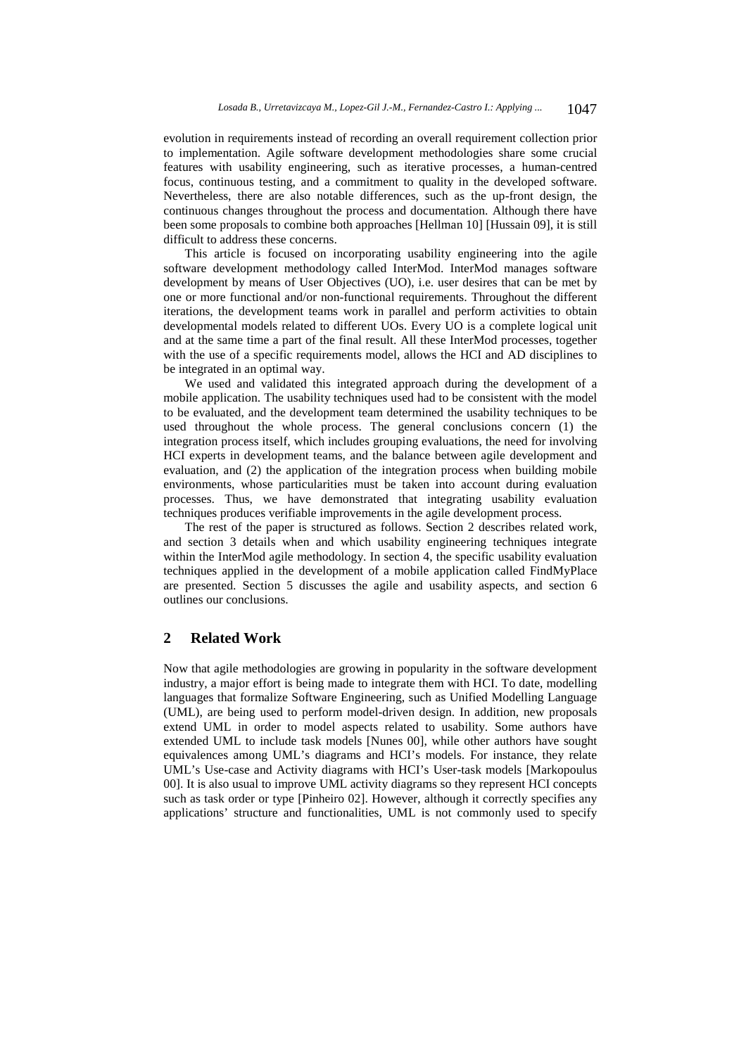evolution in requirements instead of recording an overall requirement collection prior to implementation. Agile software development methodologies share some crucial features with usability engineering, such as iterative processes, a human-centred focus, continuous testing, and a commitment to quality in the developed software. Nevertheless, there are also notable differences, such as the up-front design, the continuous changes throughout the process and documentation. Although there have been some proposals to combine both approaches [Hellman 10] [Hussain 09], it is still difficult to address these concerns.

This article is focused on incorporating usability engineering into the agile software development methodology called InterMod. InterMod manages software development by means of User Objectives (UO), i.e. user desires that can be met by one or more functional and/or non-functional requirements. Throughout the different iterations, the development teams work in parallel and perform activities to obtain developmental models related to different UOs. Every UO is a complete logical unit and at the same time a part of the final result. All these InterMod processes, together with the use of a specific requirements model, allows the HCI and AD disciplines to be integrated in an optimal way.

We used and validated this integrated approach during the development of a mobile application. The usability techniques used had to be consistent with the model to be evaluated, and the development team determined the usability techniques to be used throughout the whole process. The general conclusions concern (1) the integration process itself, which includes grouping evaluations, the need for involving HCI experts in development teams, and the balance between agile development and evaluation, and (2) the application of the integration process when building mobile environments, whose particularities must be taken into account during evaluation processes. Thus, we have demonstrated that integrating usability evaluation techniques produces verifiable improvements in the agile development process.

The rest of the paper is structured as follows. Section 2 describes related work, and section 3 details when and which usability engineering techniques integrate within the InterMod agile methodology. In section 4, the specific usability evaluation techniques applied in the development of a mobile application called FindMyPlace are presented. Section 5 discusses the agile and usability aspects, and section 6 outlines our conclusions.

## 2 Related Work

Now that agile methodologies are growing in popularity in the software development industry, a major effort is being made to integrate them with HCI. To date, modelling languages that formalize Software Engineering, such as Unified Modelling Language (UML), are being used to perform model-driven design. In addition, new proposals extend UML in order to model aspects related to usability. Some authors have extended UML to include task models [Nunes 00], while other authors have sought equivalences among UML's diagrams and HCI's models. For instance, they relate UML's Use-case and Activity diagrams with HCI's User-task models [Markopoulus 00]. It is also usual to improve UML activity diagrams so they represent HCI concepts such as task order or type [Pinheiro 02]. However, although it correctly specifies any applications' structure and functionalities, UML is not commonly used to specify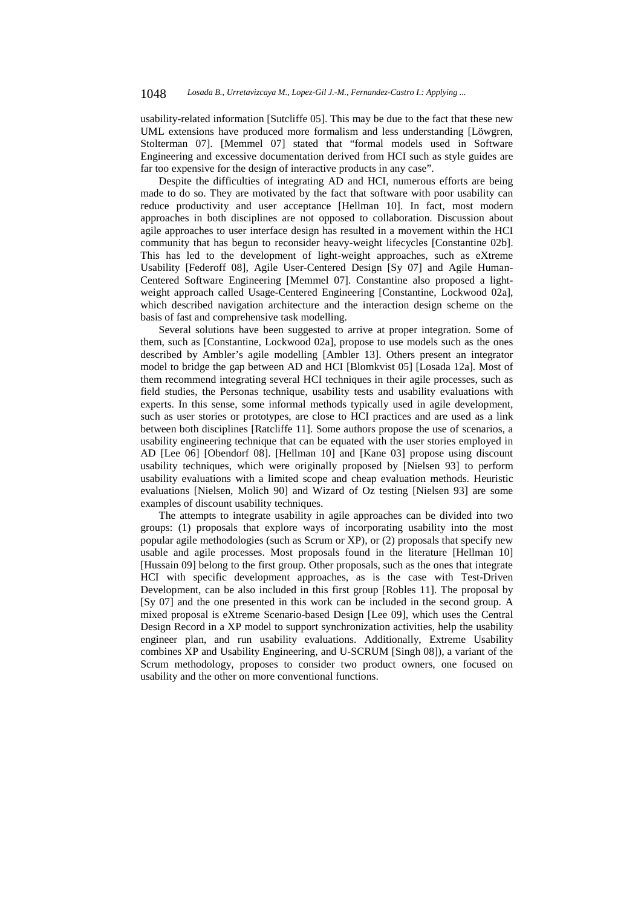usability-related information [Sutcliffe 05]. This may be due to the fact that these new UML extensions have produced more formalism and less understanding [Löwgren, Stolterman 07]. [Memmel 07] stated that "formal models used in Software Engineering and excessive documentation derived from HCI such as style guides are far too expensive for the design of interactive products in any case".

Despite the difficulties of integrating AD and HCI, numerous efforts are being made to do so. They are motivated by the fact that software with poor usability can reduce productivity and user acceptance [Hellman 10]. In fact, most modern approaches in both disciplines are not opposed to collaboration. Discussion about agile approaches to user interface design has resulted in a movement within the HCI community that has begun to reconsider heavy-weight lifecycles [Constantine 02b]. This has led to the development of light-weight approaches, such as eXtreme Usability [Federoff 08], Agile User-Centered Design [Sy 07] and Agile Human-Centered Software Engineering [Memmel 07]. Constantine also proposed a light-weight approach called Usage-Centered Engineering [Constantine, Lockwood 02a], which described navigation architecture and the interaction design scheme on the basis of fast and comprehensive task modelling.

Several solutions have been suggested to arrive at proper integration. Some of them, such as [Constantine, Lockwood 02a], propose to use models such as the ones described by Ambler's agile modelling [Ambler 13]. Others present an integrator model to bridge the gap between AD and HCI [Blomkvist 05] [Losada 12a]. Most of them recommend integrating several HCI techniques in their agile processes, such as field studies, the Personas technique, usability tests and usability evaluations with experts. In this sense, some informal methods typically used in agile development, such as user stories or prototypes, are close to HCI practices and are used as a link between both disciplines [Ratcliffe 11]. Some authors propose the use of scenarios, a usability engineering technique that can be equated with the user stories employed in AD [Lee 06] [Obendorf 08]. [Hellman 10] and [Kane 03] propose using discount usability techniques, which were originally proposed by [Nielsen 93] to perform usability evaluations with a limited scope and cheap evaluation methods. Heuristic evaluations [Nielsen, Molich 90] and Wizard of Oz testing [Nielsen 93] are some examples of discount usability techniques.

The attempts to integrate usability in agile approaches can be divided into two groups: (1) proposals that explore ways of incorporating usability into the most popular agile methodologies (such as Scrum or XP), or (2) proposals that specify new usable and agile processes. Most proposals found in the literature [Hellman 10] [Hussain 09] belong to the first group. Other proposals, such as the ones that integrate HCI with specific development approaches, as is the case with Test-Driven Development, can be also included in this first group [Robles 11]. The proposal by [Sy 07] and the one presented in this work can be included in the second group. A mixed proposal is eXtreme Scenario-based Design [Lee 09], which uses the Central Design Record in a XP model to support synchronization activities, help the usability engineer plan, and run usability evaluations. Additionally, Extreme Usability combines XP and Usability Engineering, and U-SCRUM [Singh 08]), a variant of the Scrum methodology, proposes to consider two product owners, one focused on usability and the other on more conventional functions.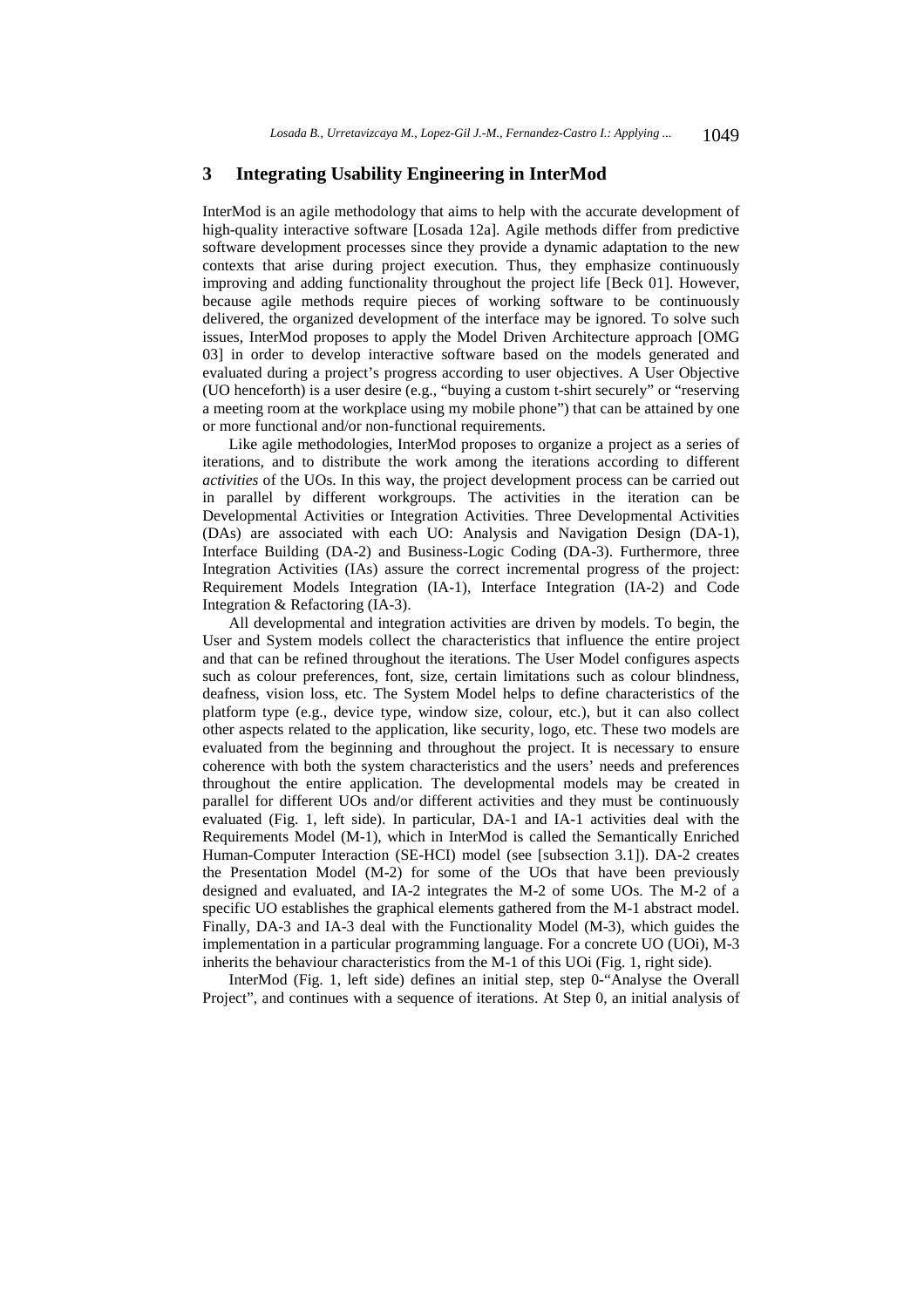## 3 Integrating Usability Engineering in InterMod

InterMod is an agile methodology that aims to help with the accurate development of high-quality interactive software [Losada 12a]. Agile methods differ from predictive software development processes since they provide a dynamic adaptation to the new contexts that arise during project execution. Thus, they emphasize continuously improving and adding functionality throughout the project life [Beck 01]. However, because agile methods require pieces of working software to be continuously delivered, the organized development of the interface may be ignored. To solve such issues, InterMod proposes to apply the Model Driven Architecture approach [OMG 03] in order to develop interactive software based on the models generated and evaluated during a project's progress according to user objectives. A User Objective (UO henceforth) is a user desire (e.g., "buying a custom t-shirt securely" or "reserving a meeting room at the workplace using my mobile phone") that can be attained by one or more functional and/or non-functional requirements.

Like agile methodologies, InterMod proposes to organize a project as a series of iterations, and to distribute the work among the iterations according to different *activities* of the UOs. In this way, the project development process can be carried out in parallel by different workgroups. The activities in the iteration can be Developmental Activities or Integration Activities. Three Developmental Activities (DAs) are associated with each UO: Analysis and Navigation Design (DA-1), Interface Building (DA-2) and Business-Logic Coding (DA-3). Furthermore, three Integration Activities (IAs) assure the correct incremental progress of the project: Requirement Models Integration (IA-1), Interface Integration (IA-2) and Code Integration & Refactoring (IA-3).

All developmental and integration activities are driven by models. To begin, the User and System models collect the characteristics that influence the entire project and that can be refined throughout the iterations. The User Model configures aspects such as colour preferences, font, size, certain limitations such as colour blindness, deafness, vision loss, etc. The System Model helps to define characteristics of the platform type (e.g., device type, window size, colour, etc.), but it can also collect other aspects related to the application, like security, logo, etc. These two models are evaluated from the beginning and throughout the project. It is necessary to ensure coherence with both the system characteristics and the users' needs and preferences throughout the entire application. The developmental models may be created in parallel for different UOs and/or different activities and they must be continuously evaluated (Fig. 1, left side). In particular, DA-1 and IA-1 activities deal with the Requirements Model (M-1), which in InterMod is called the Semantically Enriched Human-Computer Interaction (SE-HCI) model (see [subsection 3.1]). DA-2 creates the Presentation Model (M-2) for some of the UOs that have been previously designed and evaluated, and IA-2 integrates the M-2 of some UOs. The M-2 of a specific UO establishes the graphical elements gathered from the M-1 abstract model. Finally, DA-3 and IA-3 deal with the Functionality Model (M-3), which guides the implementation in a particular programming language. For a concrete UO (UOi), M-3 inherits the behaviour characteristics from the M-1 of this UOi (Fig. 1, right side).

InterMod (Fig. 1, left side) defines an initial step, step 0-"Analyse the Overall Project", and continues with a sequence of iterations. At Step 0, an initial analysis of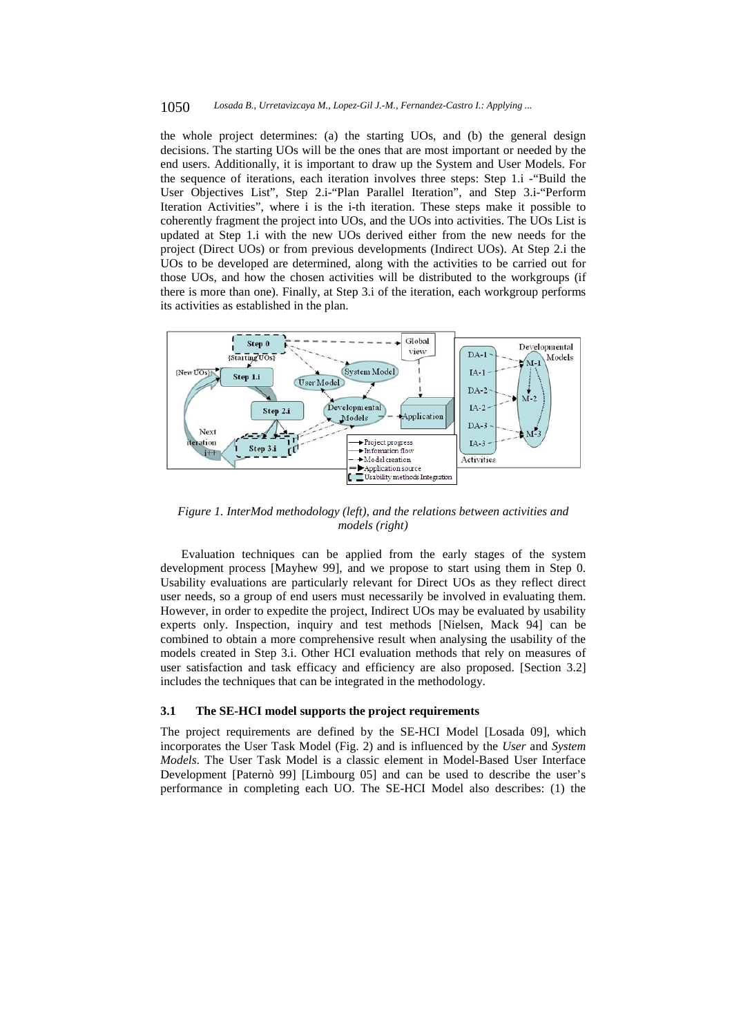the whole project determines: (a) the starting UOs, and (b) the general design decisions. The starting UOs will be the ones that are most important or needed by the end users. Additionally, it is important to draw up the System and User Models. For the sequence of iterations, each iteration involves three steps: Step 1.i -"Build the User Objectives List", Step 2.i-"Plan Parallel Iteration", and Step 3.i-"Perform Iteration Activities", where i is the i-th iteration. These steps make it possible to coherently fragment the project into UOs, and the UOs into activities. The UOs List is updated at Step 1.i with the new UOs derived either from the new needs for the project (Direct UOs) or from previous developments (Indirect UOs). At Step 2.i the UOs to be developed are determined, along with the activities to be carried out for those UOs, and how the chosen activities will be distributed to the workgroups (if there is more than one). Finally, at Step 3.i of the iteration, each workgroup performs its activities as established in the plan.

*Figure 1. InterMod methodology (left), and the relations between activities and models (right)*

Evaluation techniques can be applied from the early stages of the system development process [Mayhew 99], and we propose to start using them in Step 0. Usability evaluations are particularly relevant for Direct UOs as they reflect direct user needs, so a group of end users must necessarily be involved in evaluating them. However, in order to expedite the project, Indirect UOs may be evaluated by usability experts only. Inspection, inquiry and test methods [Nielsen, Mack 94] can be combined to obtain a more comprehensive result when analysing the usability of the models created in Step 3.i. Other HCI evaluation methods that rely on measures of user satisfaction and task efficacy and efficiency are also proposed. [Section 3.2] includes the techniques that can be integrated in the methodology.

### 3.1 The SE-HCI model supports the project requirements

The project requirements are defined by the SE-HCI Model [Losada 09], which incorporates the User Task Model (Fig. 2) and is influenced by the *User* and *System Models*. The User Task Model is a classic element in Model-Based User Interface Development [Paternò 99] [Limbourg 05] and can be used to describe the user's performance in completing each UO. The SE-HCI Model also describes: (1) the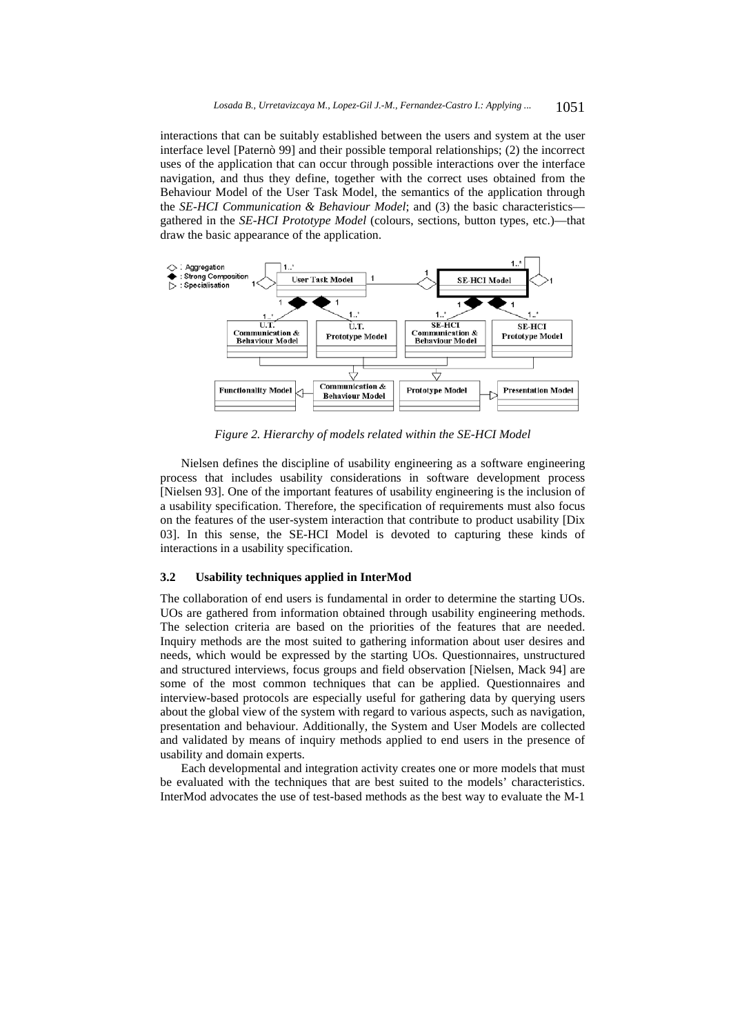interactions that can be suitably established between the users and system at the user interface level [Paternò 99] and their possible temporal relationships; (2) the incorrect uses of the application that can occur through possible interactions over the interface navigation, and thus they define, together with the correct uses obtained from the Behaviour Model of the User Task Model, the semantics of the application through the *SE-HCI Communication & Behaviour Model*; and (3) the basic characteristics—gathered in the *SE-HCI Prototype Model* (colours, sections, button types, etc.)—that draw the basic appearance of the application.

*Figure 2. Hierarchy of models related within the SE-HCI Model*

Nielsen defines the discipline of usability engineering as a software engineering process that includes usability considerations in software development process [Nielsen 93]. One of the important features of usability engineering is the inclusion of a usability specification. Therefore, the specification of requirements must also focus on the features of the user-system interaction that contribute to product usability [Dix 03]. In this sense, the SE-HCI Model is devoted to capturing these kinds of interactions in a usability specification.

### 3.2 Usability techniques applied in InterMod

The collaboration of end users is fundamental in order to determine the starting UOs. UOs are gathered from information obtained through usability engineering methods. The selection criteria are based on the priorities of the features that are needed. Inquiry methods are the most suited to gathering information about user desires and needs, which would be expressed by the starting UOs. Questionnaires, unstructured and structured interviews, focus groups and field observation [Nielsen, Mack 94] are some of the most common techniques that can be applied. Questionnaires and interview-based protocols are especially useful for gathering data by querying users about the global view of the system with regard to various aspects, such as navigation, presentation and behaviour. Additionally, the System and User Models are collected and validated by means of inquiry methods applied to end users in the presence of usability and domain experts.

Each developmental and integration activity creates one or more models that must be evaluated with the techniques that are best suited to the models' characteristics. InterMod advocates the use of test-based methods as the best way to evaluate the M-1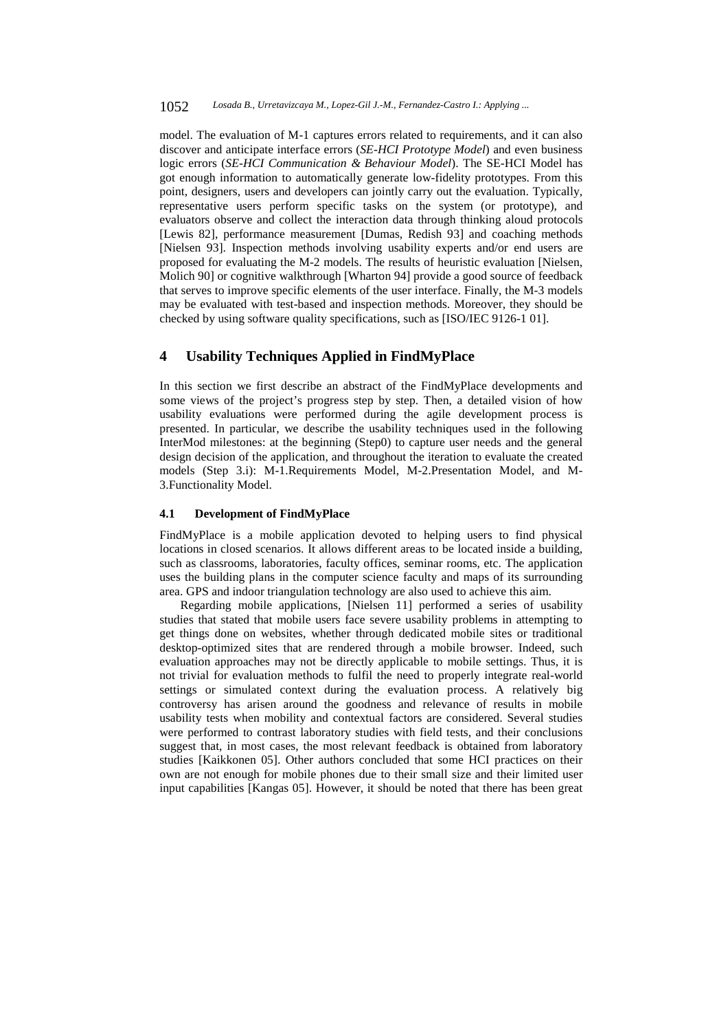model. The evaluation of M-1 captures errors related to requirements, and it can also discover and anticipate interface errors (*SE-HCI Prototype Model*) and even business logic errors (*SE-HCI Communication & Behaviour Model*). The SE-HCI Model has got enough information to automatically generate low-fidelity prototypes. From this point, designers, users and developers can jointly carry out the evaluation. Typically, representative users perform specific tasks on the system (or prototype), and evaluators observe and collect the interaction data through thinking aloud protocols [Lewis 82], performance measurement [Dumas, Redish 93] and coaching methods [Nielsen 93]. Inspection methods involving usability experts and/or end users are proposed for evaluating the M-2 models. The results of heuristic evaluation [Nielsen, Molich 90] or cognitive walkthrough [Wharton 94] provide a good source of feedback that serves to improve specific elements of the user interface. Finally, the M-3 models may be evaluated with test-based and inspection methods. Moreover, they should be checked by using software quality specifications, such as [ISO/IEC 9126-1 01].

## 4 Usability Techniques Applied in FindMyPlace

In this section we first describe an abstract of the FindMyPlace developments and some views of the project's progress step by step. Then, a detailed vision of how usability evaluations were performed during the agile development process is presented. In particular, we describe the usability techniques used in the following InterMod milestones: at the beginning (Step0) to capture user needs and the general design decision of the application, and throughout the iteration to evaluate the created models (Step 3.i): M-1.Requirements Model, M-2.Presentation Model, and M-3.Functionality Model.

### 4.1 Development of FindMyPlace

FindMyPlace is a mobile application devoted to helping users to find physical locations in closed scenarios. It allows different areas to be located inside a building, such as classrooms, laboratories, faculty offices, seminar rooms, etc. The application uses the building plans in the computer science faculty and maps of its surrounding area. GPS and indoor triangulation technology are also used to achieve this aim.

Regarding mobile applications, [Nielsen 11] performed a series of usability studies that stated that mobile users face severe usability problems in attempting to get things done on websites, whether through dedicated mobile sites or traditional desktop-optimized sites that are rendered through a mobile browser. Indeed, such evaluation approaches may not be directly applicable to mobile settings. Thus, it is not trivial for evaluation methods to fulfil the need to properly integrate real-world settings or simulated context during the evaluation process. A relatively big controversy has arisen around the goodness and relevance of results in mobile usability tests when mobility and contextual factors are considered. Several studies were performed to contrast laboratory studies with field tests, and their conclusions suggest that, in most cases, the most relevant feedback is obtained from laboratory studies [Kaikkonen 05]. Other authors concluded that some HCI practices on their own are not enough for mobile phones due to their small size and their limited user input capabilities [Kangas 05]. However, it should be noted that there has been great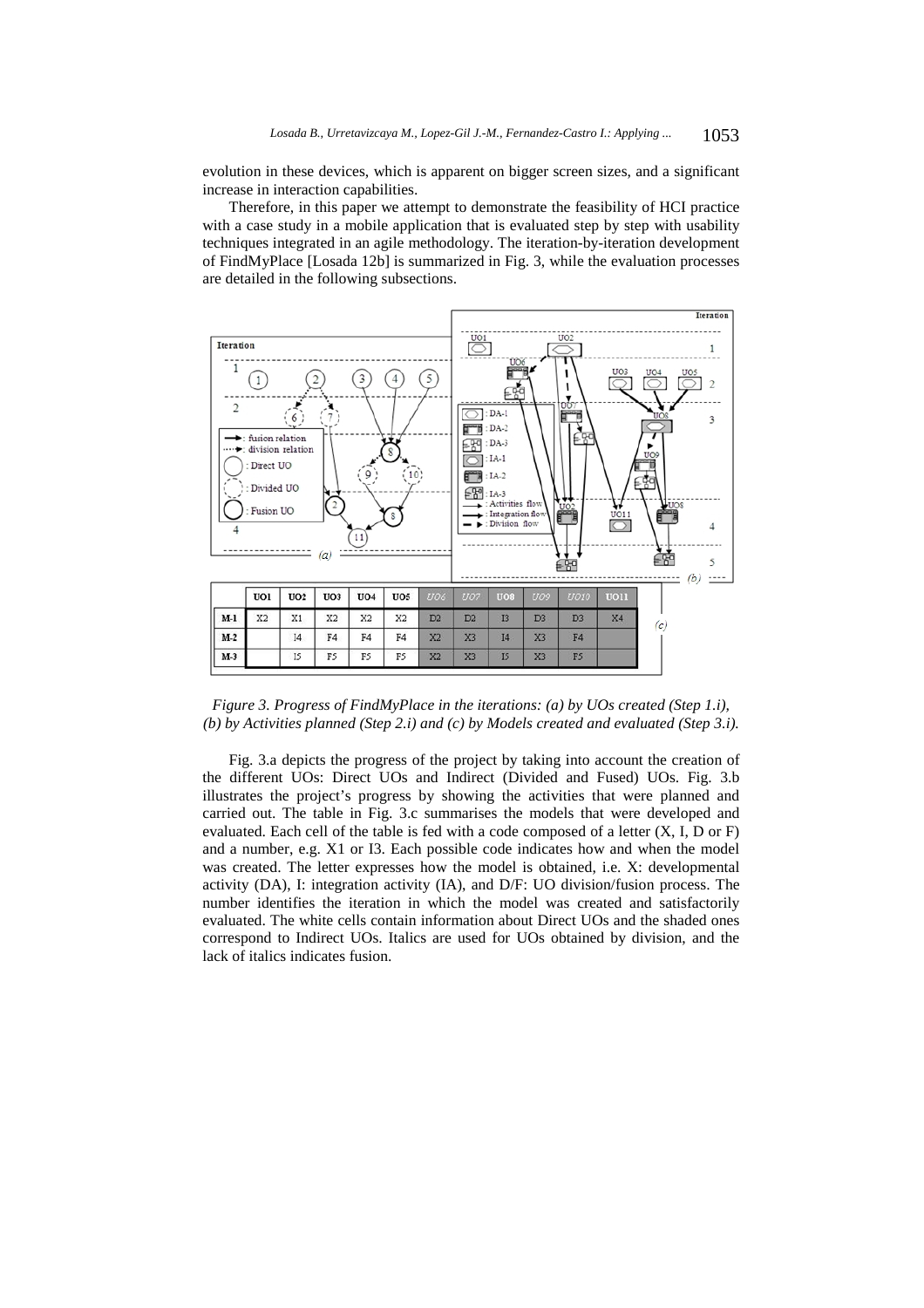evolution in these devices, which is apparent on bigger screen sizes, and a significant increase in interaction capabilities.

Therefore, in this paper we attempt to demonstrate the feasibility of HCI practice with a case study in a mobile application that is evaluated step by step with usability techniques integrated in an agile methodology. The iteration-by-iteration development of FindMyPlace [Losada 12b] is summarized in Fig. 3, while the evaluation processes are detailed in the following subsections.

| | UO1 | UO2 | UO3 | UO4 | UO5 | *UO6* | *UO7* | UO8 | *UO9* | *UO10* | UO11 |
|---|---|---|---|---|---|---|---|---|---|---|---|
| M-1 | X2 | X1 | X2 | X2 | X2 | D2 | D2 | I3 | D3 | D3 | X4 |
| M-2 | | I4 | F4 | F4 | F4 | X2 | X3 | I4 | X3 | F4 | |
| M-3 | | I5 | F5 | F5 | F5 | X2 | X3 | I5 | X3 | F5 | |

*Figure 3. Progress of FindMyPlace in the iterations: (a) by UOs created (Step 1.i), (b) by Activities planned (Step 2.i) and (c) by Models created and evaluated (Step 3.i).*

Fig. 3.a depicts the progress of the project by taking into account the creation of the different UOs: Direct UOs and Indirect (Divided and Fused) UOs. Fig. 3.b illustrates the project's progress by showing the activities that were planned and carried out. The table in Fig. 3.c summarises the models that were developed and evaluated. Each cell of the table is fed with a code composed of a letter (X, I, D or F) and a number, e.g. X1 or I3. Each possible code indicates how and when the model was created. The letter expresses how the model is obtained, i.e. X: developmental activity (DA), I: integration activity (IA), and D/F: UO division/fusion process. The number identifies the iteration in which the model was created and satisfactorily evaluated. The white cells contain information about Direct UOs and the shaded ones correspond to Indirect UOs. Italics are used for UOs obtained by division, and the lack of italics indicates fusion.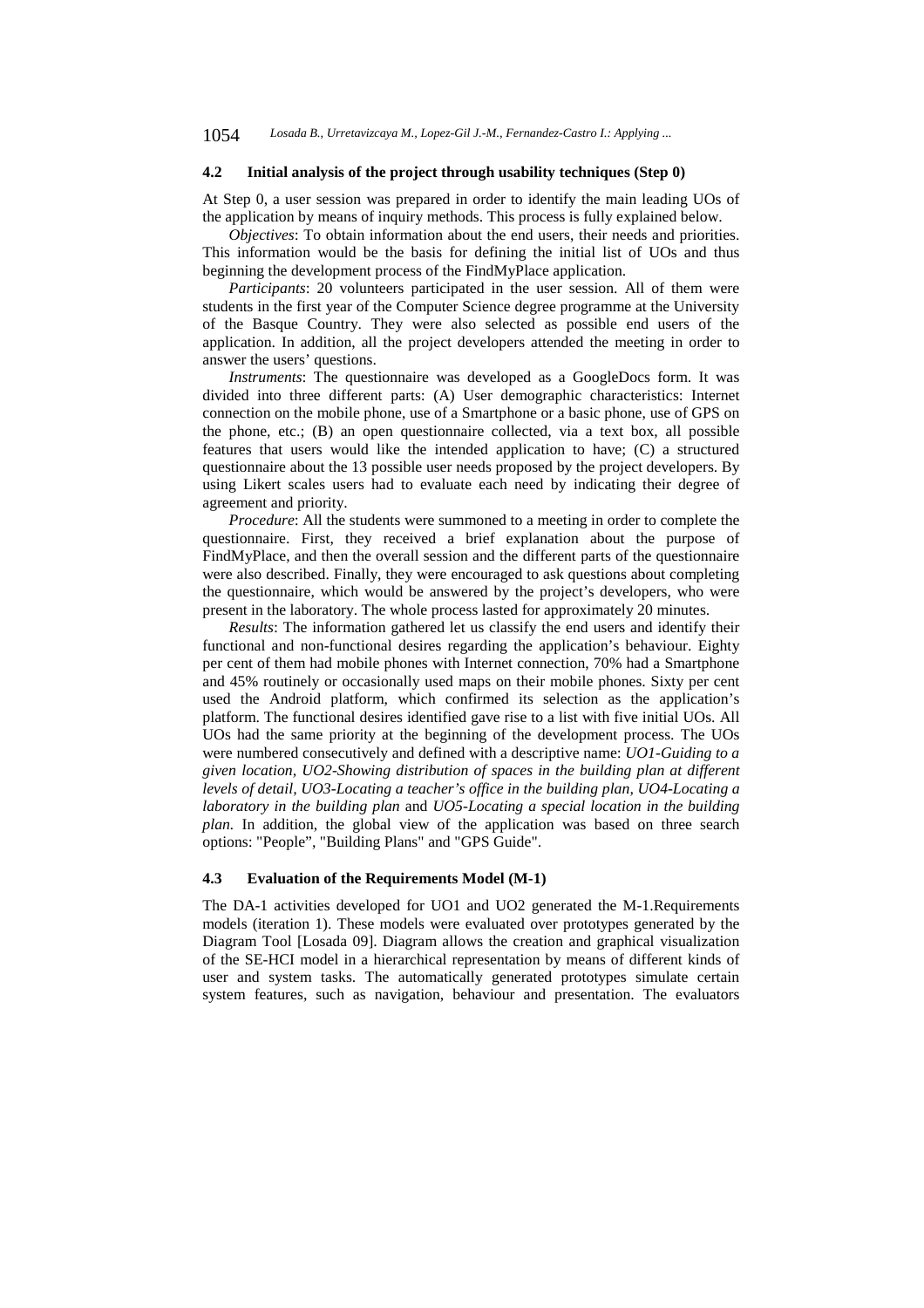### 4.2 Initial analysis of the project through usability techniques (Step 0)

At Step 0, a user session was prepared in order to identify the main leading UOs of the application by means of inquiry methods. This process is fully explained below.

*Objectives*: To obtain information about the end users, their needs and priorities. This information would be the basis for defining the initial list of UOs and thus beginning the development process of the FindMyPlace application.

*Participants*: 20 volunteers participated in the user session. All of them were students in the first year of the Computer Science degree programme at the University of the Basque Country. They were also selected as possible end users of the application. In addition, all the project developers attended the meeting in order to answer the users' questions.

*Instruments*: The questionnaire was developed as a GoogleDocs form. It was divided into three different parts: (A) User demographic characteristics: Internet connection on the mobile phone, use of a Smartphone or a basic phone, use of GPS on the phone, etc.; (B) an open questionnaire collected, via a text box, all possible features that users would like the intended application to have; (C) a structured questionnaire about the 13 possible user needs proposed by the project developers. By using Likert scales users had to evaluate each need by indicating their degree of agreement and priority.

*Procedure*: All the students were summoned to a meeting in order to complete the questionnaire. First, they received a brief explanation about the purpose of FindMyPlace, and then the overall session and the different parts of the questionnaire were also described. Finally, they were encouraged to ask questions about completing the questionnaire, which would be answered by the project's developers, who were present in the laboratory. The whole process lasted for approximately 20 minutes.

*Results*: The information gathered let us classify the end users and identify their functional and non-functional desires regarding the application's behaviour. Eighty per cent of them had mobile phones with Internet connection, 70% had a Smartphone and 45% routinely or occasionally used maps on their mobile phones. Sixty per cent used the Android platform, which confirmed its selection as the application's platform. The functional desires identified gave rise to a list with five initial UOs. All UOs had the same priority at the beginning of the development process. The UOs were numbered consecutively and defined with a descriptive name: *UO1-Guiding to a given location, UO2-Showing distribution of spaces in the building plan at different levels of detail, UO3-Locating a teacher's office in the building plan, UO4-Locating a laboratory in the building plan* and *UO5-Locating a special location in the building plan.* In addition, the global view of the application was based on three search options: "People", "Building Plans" and "GPS Guide".

### 4.3 Evaluation of the Requirements Model (M-1)

The DA-1 activities developed for UO1 and UO2 generated the M-1.Requirements models (iteration 1). These models were evaluated over prototypes generated by the Diagram Tool [Losada 09]. Diagram allows the creation and graphical visualization of the SE-HCI model in a hierarchical representation by means of different kinds of user and system tasks. The automatically generated prototypes simulate certain system features, such as navigation, behaviour and presentation. The evaluators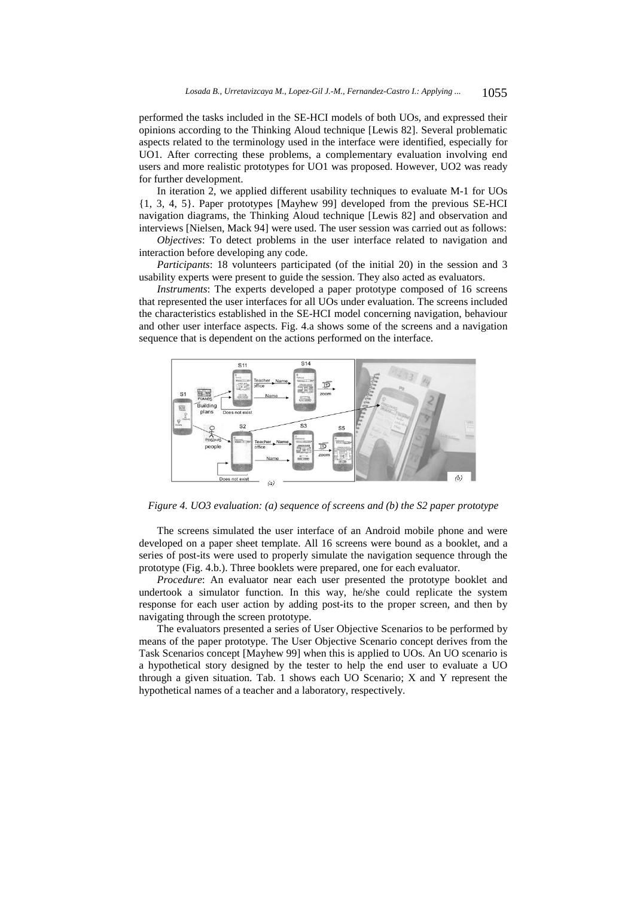performed the tasks included in the SE-HCI models of both UOs, and expressed their opinions according to the Thinking Aloud technique [Lewis 82]. Several problematic aspects related to the terminology used in the interface were identified, especially for UO1. After correcting these problems, a complementary evaluation involving end users and more realistic prototypes for UO1 was proposed. However, UO2 was ready for further development.

In iteration 2, we applied different usability techniques to evaluate M-1 for UOs {1, 3, 4, 5}. Paper prototypes [Mayhew 99] developed from the previous SE-HCI navigation diagrams, the Thinking Aloud technique [Lewis 82] and observation and interviews [Nielsen, Mack 94] were used. The user session was carried out as follows:

*Objectives*: To detect problems in the user interface related to navigation and interaction before developing any code.

*Participants*: 18 volunteers participated (of the initial 20) in the session and 3 usability experts were present to guide the session. They also acted as evaluators.

*Instruments*: The experts developed a paper prototype composed of 16 screens that represented the user interfaces for all UOs under evaluation. The screens included the characteristics established in the SE-HCI model concerning navigation, behaviour and other user interface aspects. Fig. 4.a shows some of the screens and a navigation sequence that is dependent on the actions performed on the interface.

*Figure 4. UO3 evaluation: (a) sequence of screens and (b) the S2 paper prototype*

The screens simulated the user interface of an Android mobile phone and were developed on a paper sheet template. All 16 screens were bound as a booklet, and a series of post-its were used to properly simulate the navigation sequence through the prototype (Fig. 4.b.). Three booklets were prepared, one for each evaluator.

*Procedure*: An evaluator near each user presented the prototype booklet and undertook a simulator function. In this way, he/she could replicate the system response for each user action by adding post-its to the proper screen, and then by navigating through the screen prototype.

The evaluators presented a series of User Objective Scenarios to be performed by means of the paper prototype. The User Objective Scenario concept derives from the Task Scenarios concept [Mayhew 99] when this is applied to UOs. An UO scenario is a hypothetical story designed by the tester to help the end user to evaluate a UO through a given situation. Tab. 1 shows each UO Scenario; X and Y represent the hypothetical names of a teacher and a laboratory, respectively.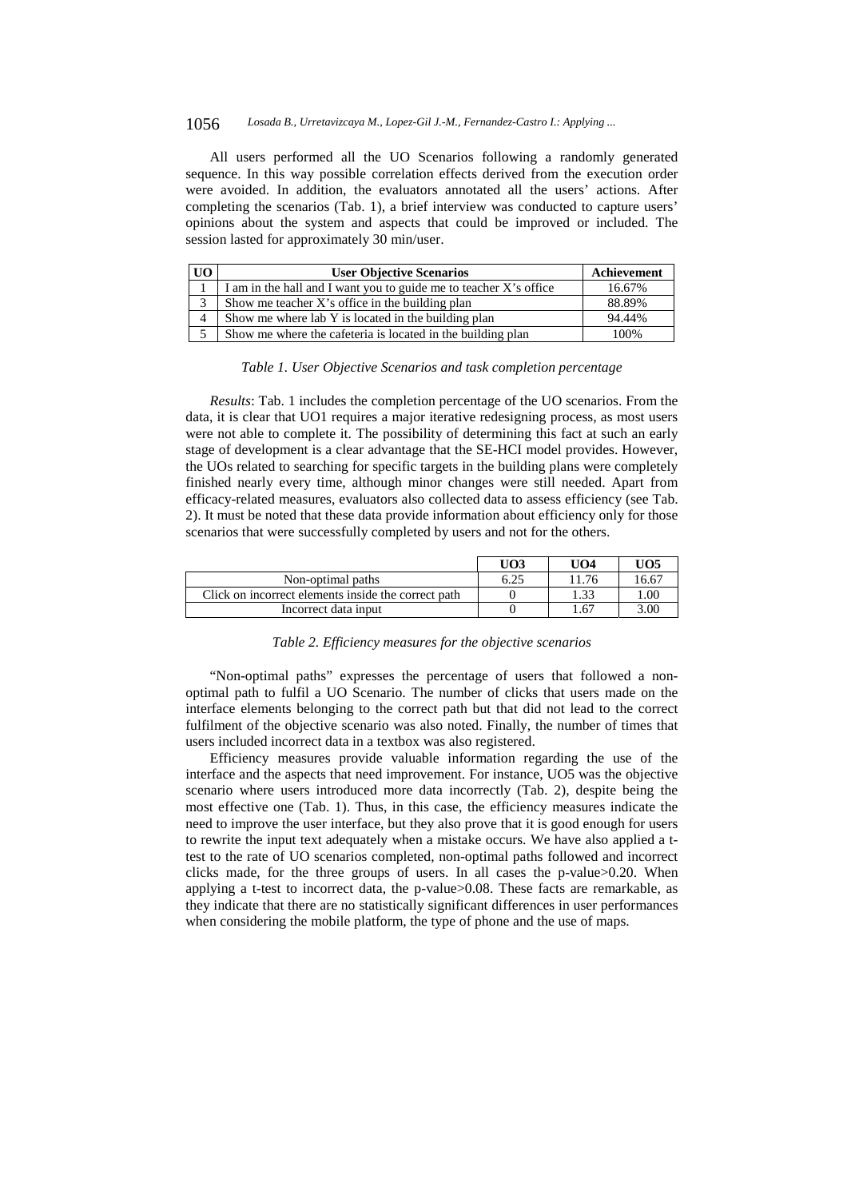All users performed all the UO Scenarios following a randomly generated sequence. In this way possible correlation effects derived from the execution order were avoided. In addition, the evaluators annotated all the users' actions. After completing the scenarios (Tab. 1), a brief interview was conducted to capture users' opinions about the system and aspects that could be improved or included. The session lasted for approximately 30 min/user.

| UO | User Objective Scenarios | Achievement |
|---|---|---|
| 1 | I am in the hall and I want you to guide me to teacher X's office | 16.67% |
| 3 | Show me teacher X's office in the building plan | 88.89% |
| 4 | Show me where lab Y is located in the building plan | 94.44% |
| 5 | Show me where the cafeteria is located in the building plan | 100% |

*Table 1. User Objective Scenarios and task completion percentage*

*Results*: Tab. 1 includes the completion percentage of the UO scenarios. From the data, it is clear that UO1 requires a major iterative redesigning process, as most users were not able to complete it. The possibility of determining this fact at such an early stage of development is a clear advantage that the SE-HCI model provides. However, the UOs related to searching for specific targets in the building plans were completely finished nearly every time, although minor changes were still needed. Apart from efficacy-related measures, evaluators also collected data to assess efficiency (see Tab. 2). It must be noted that these data provide information about efficiency only for those scenarios that were successfully completed by users and not for the others.

| | UO3 | UO4 | UO5 |
|---|---|---|---|
| Non-optimal paths | 6.25 | 11.76 | 16.67 |
| Click on incorrect elements inside the correct path | 0 | 1.33 | 1.00 |
| Incorrect data input | 0 | 1.67 | 3.00 |

*Table 2. Efficiency measures for the objective scenarios*

"Non-optimal paths" expresses the percentage of users that followed a non-optimal path to fulfil a UO Scenario. The number of clicks that users made on the interface elements belonging to the correct path but that did not lead to the correct fulfilment of the objective scenario was also noted. Finally, the number of times that users included incorrect data in a textbox was also registered.

Efficiency measures provide valuable information regarding the use of the interface and the aspects that need improvement. For instance, UO5 was the objective scenario where users introduced more data incorrectly (Tab. 2), despite being the most effective one (Tab. 1). Thus, in this case, the efficiency measures indicate the need to improve the user interface, but they also prove that it is good enough for users to rewrite the input text adequately when a mistake occurs. We have also applied a t-test to the rate of UO scenarios completed, non-optimal paths followed and incorrect clicks made, for the three groups of users. In all cases the p-value>0.20. When applying a t-test to incorrect data, the p-value>0.08. These facts are remarkable, as they indicate that there are no statistically significant differences in user performances when considering the mobile platform, the type of phone and the use of maps.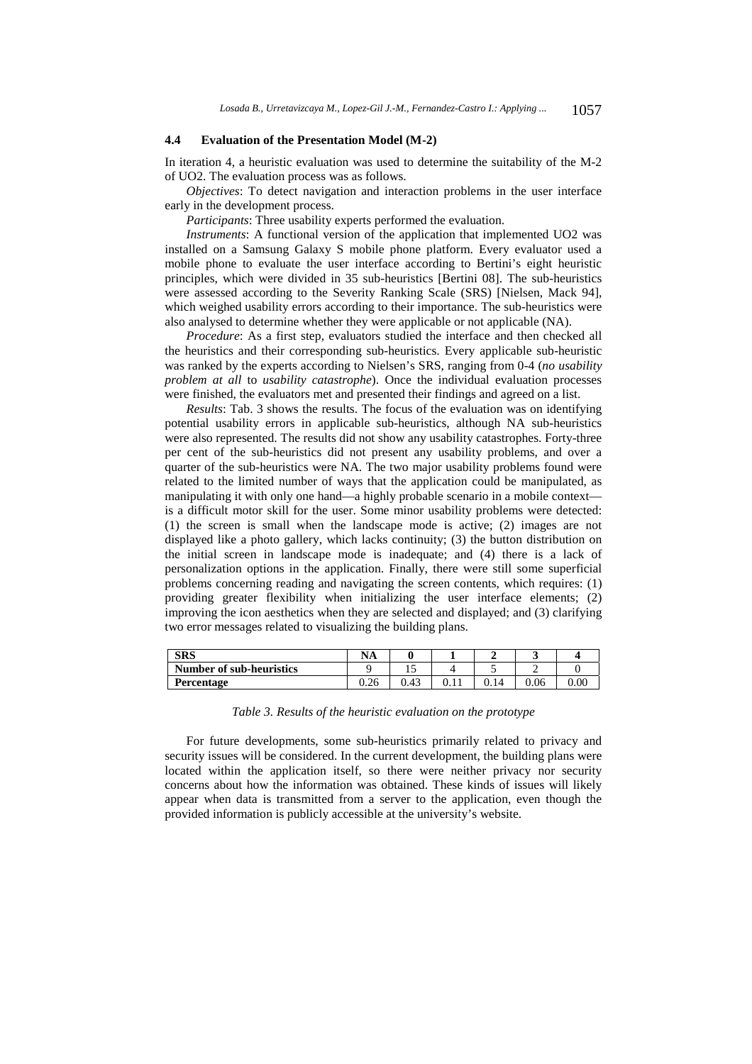### 4.4 Evaluation of the Presentation Model (M-2)

In iteration 4, a heuristic evaluation was used to determine the suitability of the M-2 of UO2. The evaluation process was as follows.

*Objectives*: To detect navigation and interaction problems in the user interface early in the development process.

*Participants*: Three usability experts performed the evaluation.

*Instruments*: A functional version of the application that implemented UO2 was installed on a Samsung Galaxy S mobile phone platform. Every evaluator used a mobile phone to evaluate the user interface according to Bertini's eight heuristic principles, which were divided in 35 sub-heuristics [Bertini 08]. The sub-heuristics were assessed according to the Severity Ranking Scale (SRS) [Nielsen, Mack 94], which weighed usability errors according to their importance. The sub-heuristics were also analysed to determine whether they were applicable or not applicable (NA).

*Procedure*: As a first step, evaluators studied the interface and then checked all the heuristics and their corresponding sub-heuristics. Every applicable sub-heuristic was ranked by the experts according to Nielsen's SRS, ranging from 0-4 (*no usability problem at all* to *usability catastrophe*). Once the individual evaluation processes were finished, the evaluators met and presented their findings and agreed on a list.

*Results*: Tab. 3 shows the results. The focus of the evaluation was on identifying potential usability errors in applicable sub-heuristics, although NA sub-heuristics were also represented. The results did not show any usability catastrophes. Forty-three per cent of the sub-heuristics did not present any usability problems, and over a quarter of the sub-heuristics were NA. The two major usability problems found were related to the limited number of ways that the application could be manipulated, as manipulating it with only one hand—a highly probable scenario in a mobile context—is a difficult motor skill for the user. Some minor usability problems were detected: (1) the screen is small when the landscape mode is active; (2) images are not displayed like a photo gallery, which lacks continuity; (3) the button distribution on the initial screen in landscape mode is inadequate; and (4) there is a lack of personalization options in the application. Finally, there were still some superficial problems concerning reading and navigating the screen contents, which requires: (1) providing greater flexibility when initializing the user interface elements; (2) improving the icon aesthetics when they are selected and displayed; and (3) clarifying two error messages related to visualizing the building plans.

| **SRS** | **NA** | **0** | **1** | **2** | **3** | **4** |
|---|---|---|---|---|---|---|
| **Number of sub-heuristics** | 9 | 15 | 4 | 5 | 2 | 0 |
| **Percentage** | 0.26 | 0.43 | 0.11 | 0.14 | 0.06 | 0.00 |

*Table 3. Results of the heuristic evaluation on the prototype*

For future developments, some sub-heuristics primarily related to privacy and security issues will be considered. In the current development, the building plans were located within the application itself, so there were neither privacy nor security concerns about how the information was obtained. These kinds of issues will likely appear when data is transmitted from a server to the application, even though the provided information is publicly accessible at the university's website.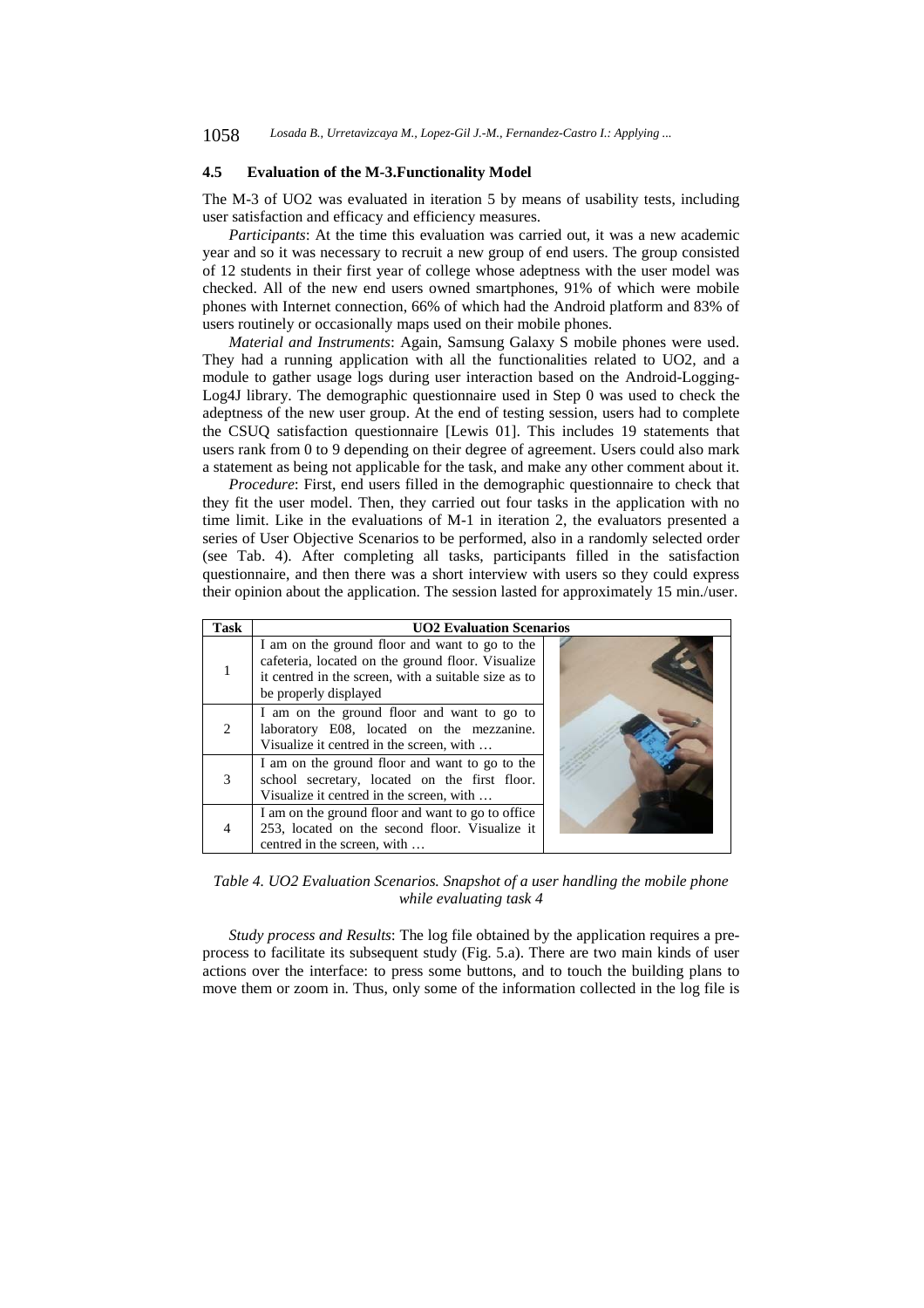### 4.5 Evaluation of the M-3.Functionality Model

The M-3 of UO2 was evaluated in iteration 5 by means of usability tests, including user satisfaction and efficacy and efficiency measures.

*Participants*: At the time this evaluation was carried out, it was a new academic year and so it was necessary to recruit a new group of end users. The group consisted of 12 students in their first year of college whose adeptness with the user model was checked. All of the new end users owned smartphones, 91% of which were mobile phones with Internet connection, 66% of which had the Android platform and 83% of users routinely or occasionally maps used on their mobile phones.

*Material and Instruments*: Again, Samsung Galaxy S mobile phones were used. They had a running application with all the functionalities related to UO2, and a module to gather usage logs during user interaction based on the Android-Logging-Log4J library. The demographic questionnaire used in Step 0 was used to check the adeptness of the new user group. At the end of testing session, users had to complete the CSUQ satisfaction questionnaire [Lewis 01]. This includes 19 statements that users rank from 0 to 9 depending on their degree of agreement. Users could also mark a statement as being not applicable for the task, and make any other comment about it.

*Procedure*: First, end users filled in the demographic questionnaire to check that they fit the user model. Then, they carried out four tasks in the application with no time limit. Like in the evaluations of M-1 in iteration 2, the evaluators presented a series of User Objective Scenarios to be performed, also in a randomly selected order (see Tab. 4). After completing all tasks, participants filled in the satisfaction questionnaire, and then there was a short interview with users so they could express their opinion about the application. The session lasted for approximately 15 min./user.

| Task | UO2 Evaluation Scenarios |
|---|---|
| 1 | I am on the ground floor and want to go to the cafeteria, located on the ground floor. Visualize it centred in the screen, with a suitable size as to be properly displayed |
| 2 | I am on the ground floor and want to go to laboratory E08, located on the mezzanine. Visualize it centred in the screen, with … |
| 3 | I am on the ground floor and want to go to the school secretary, located on the first floor. Visualize it centred in the screen, with … |
| 4 | I am on the ground floor and want to go to office 253, located on the second floor. Visualize it centred in the screen, with … |

*Table 4. UO2 Evaluation Scenarios. Snapshot of a user handling the mobile phone while evaluating task 4*

*Study process and Results*: The log file obtained by the application requires a pre-process to facilitate its subsequent study (Fig. 5.a). There are two main kinds of user actions over the interface: to press some buttons, and to touch the building plans to move them or zoom in. Thus, only some of the information collected in the log file is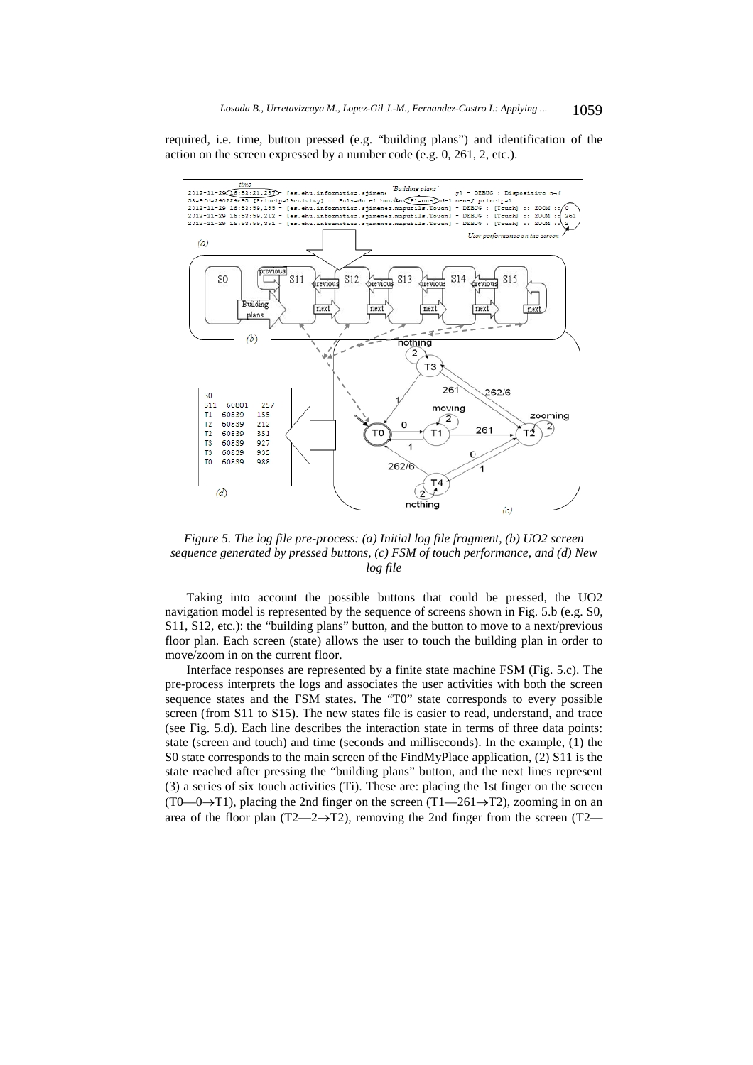required, i.e. time, button pressed (e.g. "building plans") and identification of the action on the screen expressed by a number code (e.g. 0, 261, 2, etc.).

*Figure 5. The log file pre-process: (a) Initial log file fragment, (b) UO2 screen sequence generated by pressed buttons, (c) FSM of touch performance, and (d) New log file*

Taking into account the possible buttons that could be pressed, the UO2 navigation model is represented by the sequence of screens shown in Fig. 5.b (e.g. S0, S11, S12, etc.): the "building plans" button, and the button to move to a next/previous floor plan. Each screen (state) allows the user to touch the building plan in order to move/zoom in on the current floor.

Interface responses are represented by a finite state machine FSM (Fig. 5.c). The pre-process interprets the logs and associates the user activities with both the screen sequence states and the FSM states. The "T0" state corresponds to every possible screen (from S11 to S15). The new states file is easier to read, understand, and trace (see Fig. 5.d). Each line describes the interaction state in terms of three data points: state (screen and touch) and time (seconds and milliseconds). In the example, (1) the S0 state corresponds to the main screen of the FindMyPlace application, (2) S11 is the state reached after pressing the "building plans" button, and the next lines represent (3) a series of six touch activities (Ti). These are: placing the 1st finger on the screen (T0—0→T1), placing the 2nd finger on the screen (T1—261→T2), zooming in on an area of the floor plan (T2—2→T2), removing the 2nd finger from the screen (T2—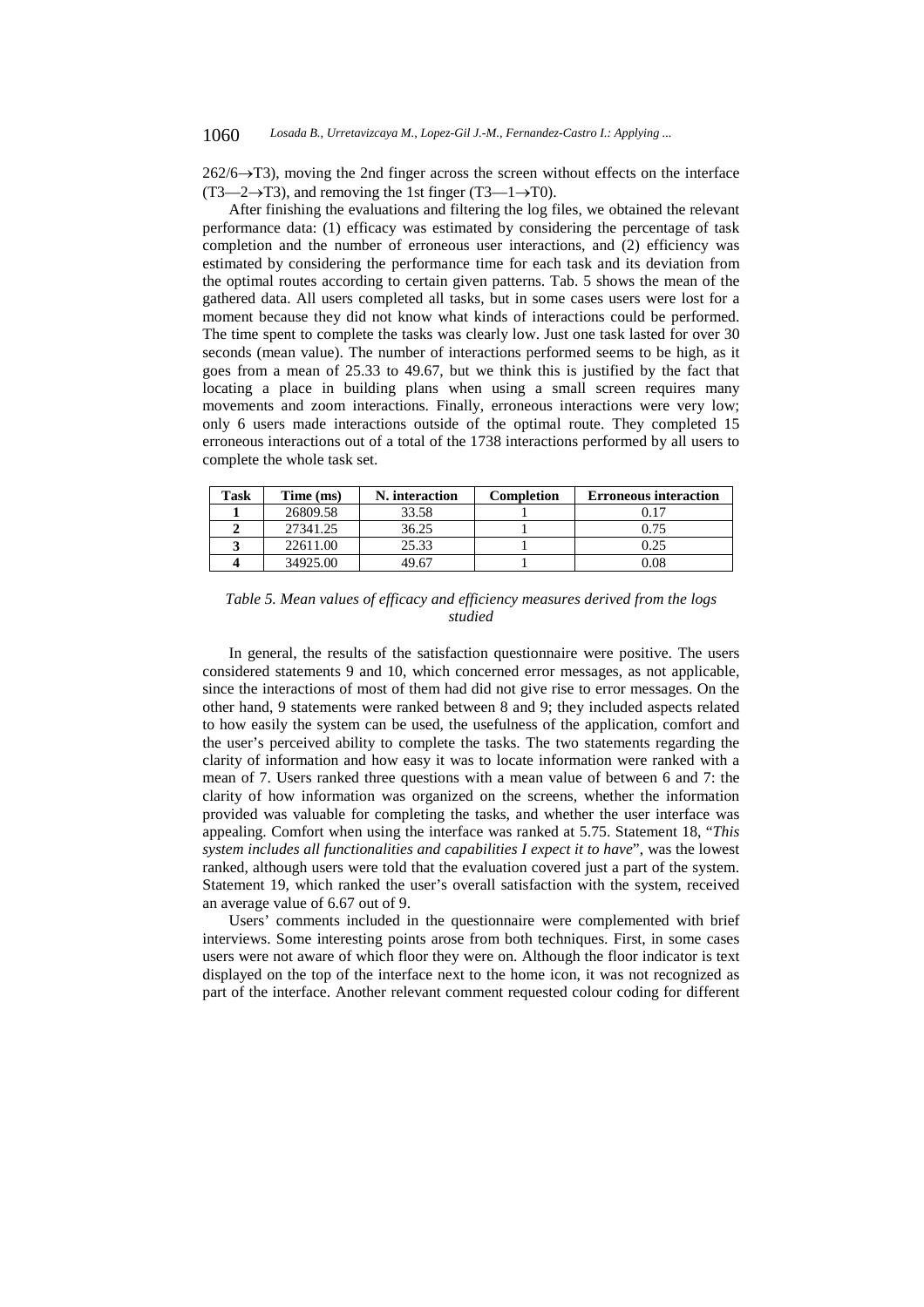262/6→T3), moving the 2nd finger across the screen without effects on the interface (T3—2→T3), and removing the 1st finger (T3—1→T0).

After finishing the evaluations and filtering the log files, we obtained the relevant performance data: (1) efficacy was estimated by considering the percentage of task completion and the number of erroneous user interactions, and (2) efficiency was estimated by considering the performance time for each task and its deviation from the optimal routes according to certain given patterns. Tab. 5 shows the mean of the gathered data. All users completed all tasks, but in some cases users were lost for a moment because they did not know what kinds of interactions could be performed. The time spent to complete the tasks was clearly low. Just one task lasted for over 30 seconds (mean value). The number of interactions performed seems to be high, as it goes from a mean of 25.33 to 49.67, but we think this is justified by the fact that locating a place in building plans when using a small screen requires many movements and zoom interactions. Finally, erroneous interactions were very low; only 6 users made interactions outside of the optimal route. They completed 15 erroneous interactions out of a total of the 1738 interactions performed by all users to complete the whole task set.

| Task | Time (ms) | N. interaction | Completion | Erroneous interaction |
|---|---|---|---|---|
| **1** | 26809.58 | 33.58 | 1 | 0.17 |
| **2** | 27341.25 | 36.25 | 1 | 0.75 |
| **3** | 22611.00 | 25.33 | 1 | 0.25 |
| **4** | 34925.00 | 49.67 | 1 | 0.08 |

*Table 5. Mean values of efficacy and efficiency measures derived from the logs studied*

In general, the results of the satisfaction questionnaire were positive. The users considered statements 9 and 10, which concerned error messages, as not applicable, since the interactions of most of them had did not give rise to error messages. On the other hand, 9 statements were ranked between 8 and 9; they included aspects related to how easily the system can be used, the usefulness of the application, comfort and the user's perceived ability to complete the tasks. The two statements regarding the clarity of information and how easy it was to locate information were ranked with a mean of 7. Users ranked three questions with a mean value of between 6 and 7: the clarity of how information was organized on the screens, whether the information provided was valuable for completing the tasks, and whether the user interface was appealing. Comfort when using the interface was ranked at 5.75. Statement 18, "*This system includes all functionalities and capabilities I expect it to have*", was the lowest ranked, although users were told that the evaluation covered just a part of the system. Statement 19, which ranked the user's overall satisfaction with the system, received an average value of 6.67 out of 9.

Users' comments included in the questionnaire were complemented with brief interviews. Some interesting points arose from both techniques. First, in some cases users were not aware of which floor they were on. Although the floor indicator is text displayed on the top of the interface next to the home icon, it was not recognized as part of the interface. Another relevant comment requested colour coding for different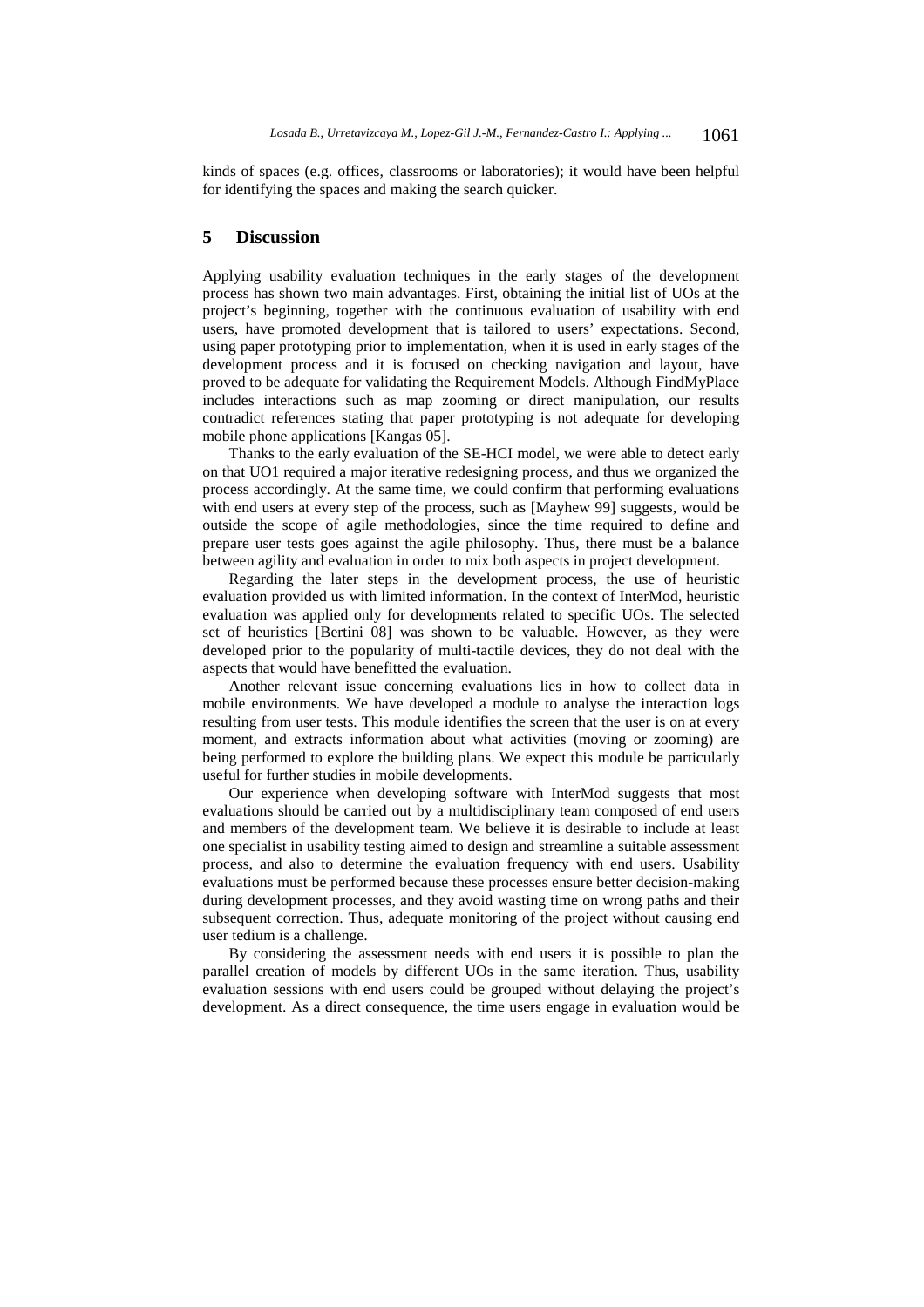kinds of spaces (e.g. offices, classrooms or laboratories); it would have been helpful for identifying the spaces and making the search quicker.

## 5 Discussion

Applying usability evaluation techniques in the early stages of the development process has shown two main advantages. First, obtaining the initial list of UOs at the project's beginning, together with the continuous evaluation of usability with end users, have promoted development that is tailored to users' expectations. Second, using paper prototyping prior to implementation, when it is used in early stages of the development process and it is focused on checking navigation and layout, have proved to be adequate for validating the Requirement Models. Although FindMyPlace includes interactions such as map zooming or direct manipulation, our results contradict references stating that paper prototyping is not adequate for developing mobile phone applications [Kangas 05].

Thanks to the early evaluation of the SE-HCI model, we were able to detect early on that UO1 required a major iterative redesigning process, and thus we organized the process accordingly. At the same time, we could confirm that performing evaluations with end users at every step of the process, such as [Mayhew 99] suggests, would be outside the scope of agile methodologies, since the time required to define and prepare user tests goes against the agile philosophy. Thus, there must be a balance between agility and evaluation in order to mix both aspects in project development.

Regarding the later steps in the development process, the use of heuristic evaluation provided us with limited information. In the context of InterMod, heuristic evaluation was applied only for developments related to specific UOs. The selected set of heuristics [Bertini 08] was shown to be valuable. However, as they were developed prior to the popularity of multi-tactile devices, they do not deal with the aspects that would have benefitted the evaluation.

Another relevant issue concerning evaluations lies in how to collect data in mobile environments. We have developed a module to analyse the interaction logs resulting from user tests. This module identifies the screen that the user is on at every moment, and extracts information about what activities (moving or zooming) are being performed to explore the building plans. We expect this module be particularly useful for further studies in mobile developments.

Our experience when developing software with InterMod suggests that most evaluations should be carried out by a multidisciplinary team composed of end users and members of the development team. We believe it is desirable to include at least one specialist in usability testing aimed to design and streamline a suitable assessment process, and also to determine the evaluation frequency with end users. Usability evaluations must be performed because these processes ensure better decision-making during development processes, and they avoid wasting time on wrong paths and their subsequent correction. Thus, adequate monitoring of the project without causing end user tedium is a challenge.

By considering the assessment needs with end users it is possible to plan the parallel creation of models by different UOs in the same iteration. Thus, usability evaluation sessions with end users could be grouped without delaying the project's development. As a direct consequence, the time users engage in evaluation would be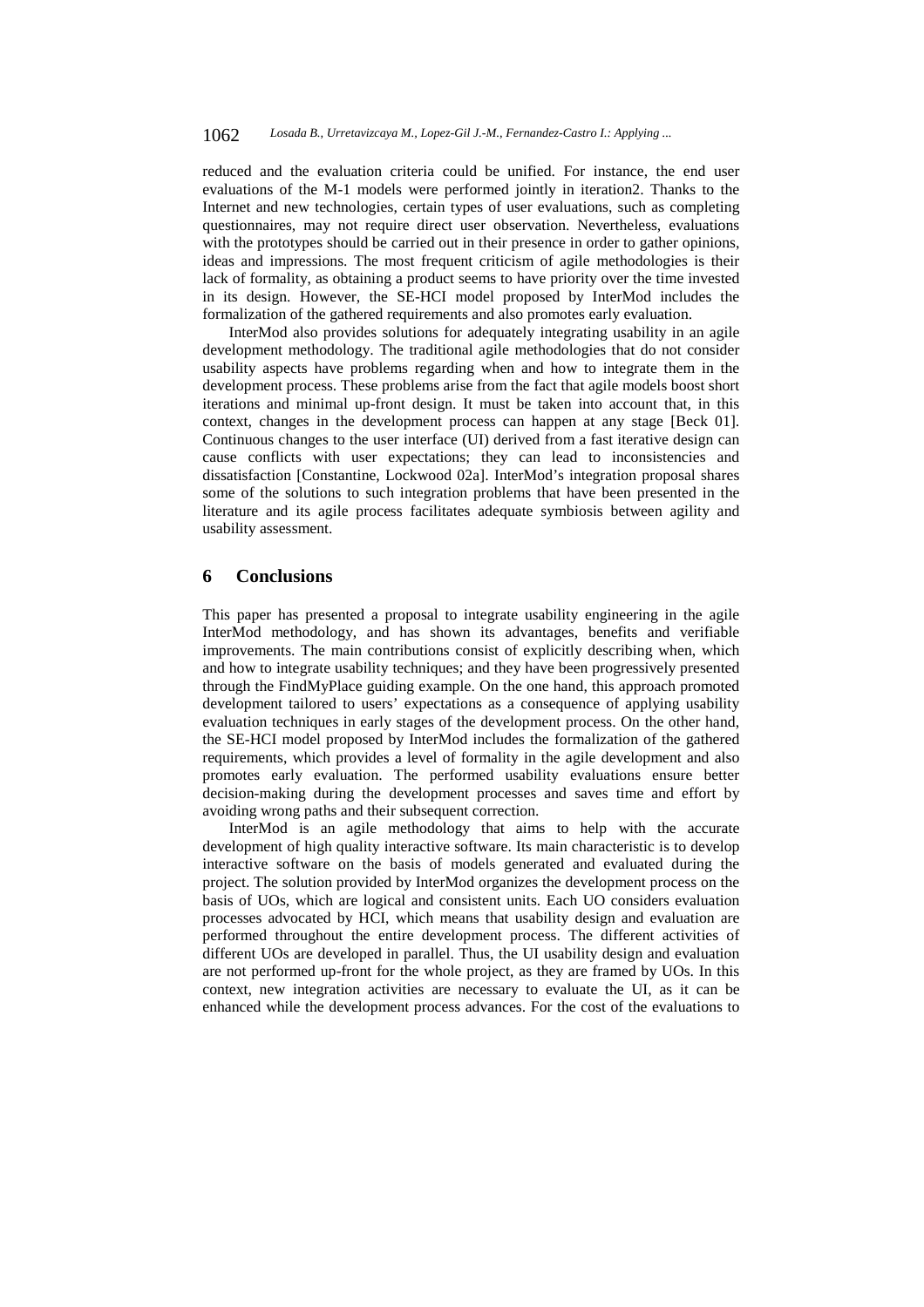reduced and the evaluation criteria could be unified. For instance, the end user evaluations of the M-1 models were performed jointly in iteration2. Thanks to the Internet and new technologies, certain types of user evaluations, such as completing questionnaires, may not require direct user observation. Nevertheless, evaluations with the prototypes should be carried out in their presence in order to gather opinions, ideas and impressions. The most frequent criticism of agile methodologies is their lack of formality, as obtaining a product seems to have priority over the time invested in its design. However, the SE-HCI model proposed by InterMod includes the formalization of the gathered requirements and also promotes early evaluation.

InterMod also provides solutions for adequately integrating usability in an agile development methodology. The traditional agile methodologies that do not consider usability aspects have problems regarding when and how to integrate them in the development process. These problems arise from the fact that agile models boost short iterations and minimal up-front design. It must be taken into account that, in this context, changes in the development process can happen at any stage [Beck 01]. Continuous changes to the user interface (UI) derived from a fast iterative design can cause conflicts with user expectations; they can lead to inconsistencies and dissatisfaction [Constantine, Lockwood 02a]. InterMod's integration proposal shares some of the solutions to such integration problems that have been presented in the literature and its agile process facilitates adequate symbiosis between agility and usability assessment.

## 6 Conclusions

This paper has presented a proposal to integrate usability engineering in the agile InterMod methodology, and has shown its advantages, benefits and verifiable improvements. The main contributions consist of explicitly describing when, which and how to integrate usability techniques; and they have been progressively presented through the FindMyPlace guiding example. On the one hand, this approach promoted development tailored to users' expectations as a consequence of applying usability evaluation techniques in early stages of the development process. On the other hand, the SE-HCI model proposed by InterMod includes the formalization of the gathered requirements, which provides a level of formality in the agile development and also promotes early evaluation. The performed usability evaluations ensure better decision-making during the development processes and saves time and effort by avoiding wrong paths and their subsequent correction.

InterMod is an agile methodology that aims to help with the accurate development of high quality interactive software. Its main characteristic is to develop interactive software on the basis of models generated and evaluated during the project. The solution provided by InterMod organizes the development process on the basis of UOs, which are logical and consistent units. Each UO considers evaluation processes advocated by HCI, which means that usability design and evaluation are performed throughout the entire development process. The different activities of different UOs are developed in parallel. Thus, the UI usability design and evaluation are not performed up-front for the whole project, as they are framed by UOs. In this context, new integration activities are necessary to evaluate the UI, as it can be enhanced while the development process advances. For the cost of the evaluations to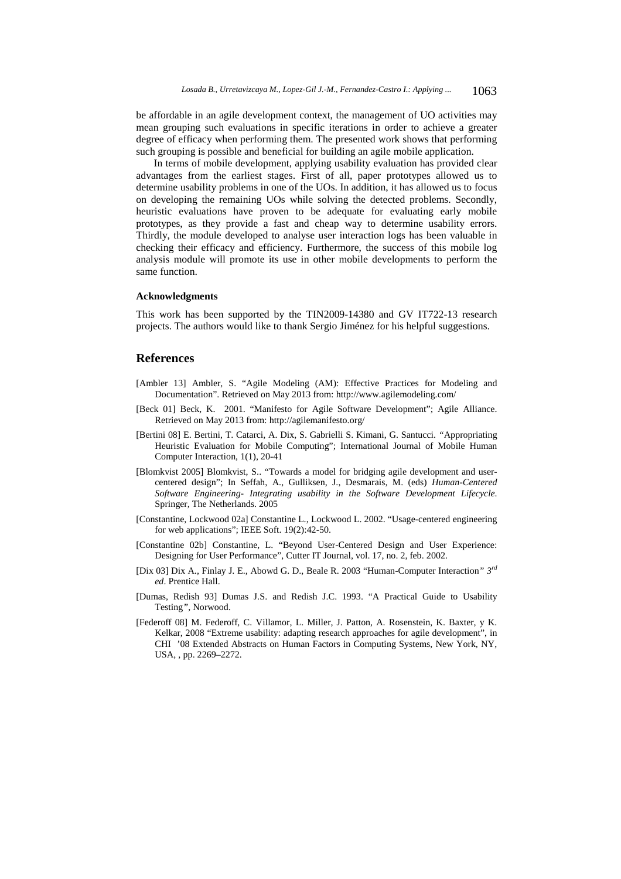be affordable in an agile development context, the management of UO activities may mean grouping such evaluations in specific iterations in order to achieve a greater degree of efficacy when performing them. The presented work shows that performing such grouping is possible and beneficial for building an agile mobile application.

In terms of mobile development, applying usability evaluation has provided clear advantages from the earliest stages. First of all, paper prototypes allowed us to determine usability problems in one of the UOs. In addition, it has allowed us to focus on developing the remaining UOs while solving the detected problems. Secondly, heuristic evaluations have proven to be adequate for evaluating early mobile prototypes, as they provide a fast and cheap way to determine usability errors. Thirdly, the module developed to analyse user interaction logs has been valuable in checking their efficacy and efficiency. Furthermore, the success of this mobile log analysis module will promote its use in other mobile developments to perform the same function.

### Acknowledgments

This work has been supported by the TIN2009-14380 and GV IT722-13 research projects. The authors would like to thank Sergio Jiménez for his helpful suggestions.

## References

[Ambler 13] Ambler, S. "Agile Modeling (AM): Effective Practices for Modeling and Documentation". Retrieved on May 2013 from: http://www.agilemodeling.com/

[Beck 01] Beck, K. 2001. "Manifesto for Agile Software Development"; Agile Alliance. Retrieved on May 2013 from: http://agilemanifesto.org/

[Bertini 08] E. Bertini, T. Catarci, A. Dix, S. Gabrielli S. Kimani, G. Santucci. "Appropriating Heuristic Evaluation for Mobile Computing"; International Journal of Mobile Human Computer Interaction, 1(1), 20-41

[Blomkvist 2005] Blomkvist, S.. "Towards a model for bridging agile development and user-centered design"; In Seffah, A., Gulliksen, J., Desmarais, M. (eds) *Human-Centered Software Engineering- Integrating usability in the Software Development Lifecycle*. Springer, The Netherlands. 2005

[Constantine, Lockwood 02a] Constantine L., Lockwood L. 2002. "Usage-centered engineering for web applications"; IEEE Soft. 19(2):42-50.

[Constantine 02b] Constantine, L. "Beyond User-Centered Design and User Experience: Designing for User Performance", Cutter IT Journal, vol. 17, no. 2, feb. 2002.

[Dix 03] Dix A., Finlay J. E., Abowd G. D., Beale R. 2003 "Human-Computer Interaction*" 3rd ed*. Prentice Hall.

[Dumas, Redish 93] Dumas J.S. and Redish J.C. 1993. "A Practical Guide to Usability Testing*"*, Norwood.

[Federoff 08] M. Federoff, C. Villamor, L. Miller, J. Patton, A. Rosenstein, K. Baxter, y K. Kelkar, 2008 "Extreme usability: adapting research approaches for agile development", in CHI '08 Extended Abstracts on Human Factors in Computing Systems, New York, NY, USA, , pp. 2269–2272.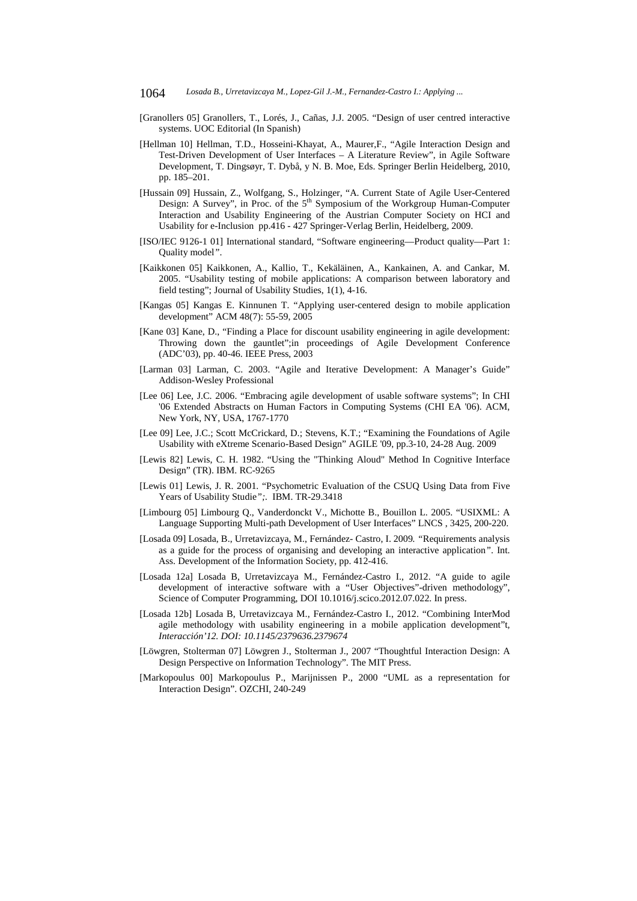[Granollers 05] Granollers, T., Lorés, J., Cañas, J.J. 2005. "Design of user centred interactive systems. UOC Editorial (In Spanish)

[Hellman 10] Hellman, T.D., Hosseini-Khayat, A., Maurer,F., "Agile Interaction Design and Test-Driven Development of User Interfaces – A Literature Review", in Agile Software Development, T. Dingsøyr, T. Dybå, y N. B. Moe, Eds. Springer Berlin Heidelberg, 2010, pp. 185–201.

[Hussain 09] Hussain, Z., Wolfgang, S., Holzinger, "A. Current State of Agile User-Centered Design: A Survey", in Proc. of the 5th Symposium of the Workgroup Human-Computer Interaction and Usability Engineering of the Austrian Computer Society on HCI and Usability for e-Inclusion pp.416 - 427 Springer-Verlag Berlin, Heidelberg, 2009.

[ISO/IEC 9126-1 01] International standard, "Software engineering—Product quality—Part 1: Quality model".

[Kaikkonen 05] Kaikkonen, A., Kallio, T., Kekäläinen, A., Kankainen, A. and Cankar, M. 2005. "Usability testing of mobile applications: A comparison between laboratory and field testing"; Journal of Usability Studies, 1(1), 4-16.

[Kangas 05] Kangas E. Kinnunen T. "Applying user-centered design to mobile application development" ACM 48(7): 55-59, 2005

[Kane 03] Kane, D., "Finding a Place for discount usability engineering in agile development: Throwing down the gauntlet";in proceedings of Agile Development Conference (ADC'03), pp. 40-46. IEEE Press, 2003

[Larman 03] Larman, C. 2003. "Agile and Iterative Development: A Manager's Guide" Addison-Wesley Professional

[Lee 06] Lee, J.C. 2006. "Embracing agile development of usable software systems"; In CHI '06 Extended Abstracts on Human Factors in Computing Systems (CHI EA '06). ACM, New York, NY, USA, 1767-1770

[Lee 09] Lee, J.C.; Scott McCrickard, D.; Stevens, K.T.; "Examining the Foundations of Agile Usability with eXtreme Scenario-Based Design" AGILE '09, pp.3-10, 24-28 Aug. 2009

[Lewis 82] Lewis, C. H. 1982. "Using the "Thinking Aloud" Method In Cognitive Interface Design" (TR). IBM. RC-9265

[Lewis 01] Lewis, J. R. 2001. "Psychometric Evaluation of the CSUQ Using Data from Five Years of Usability Studie";. IBM. TR-29.3418

[Limbourg 05] Limbourg Q., Vanderdonckt V., Michotte B., Bouillon L. 2005. "USIXML: A Language Supporting Multi-path Development of User Interfaces" LNCS , 3425, 200-220.

[Losada 09] Losada, B., Urretavizcaya, M., Fernández- Castro, I. 2009. "Requirements analysis as a guide for the process of organising and developing an interactive application". Int. Ass. Development of the Information Society, pp. 412-416.

[Losada 12a] Losada B, Urretavizcaya M., Fernández-Castro I., 2012. "A guide to agile development of interactive software with a "User Objectives"-driven methodology", Science of Computer Programming, DOI 10.1016/j.scico.2012.07.022. In press.

[Losada 12b] Losada B, Urretavizcaya M., Fernández-Castro I., 2012. "Combining InterMod agile methodology with usability engineering in a mobile application development"t, *Interacción'12. DOI: 10.1145/2379636.2379674*

[Löwgren, Stolterman 07] Löwgren J., Stolterman J., 2007 "Thoughtful Interaction Design: A Design Perspective on Information Technology". The MIT Press.

[Markopoulus 00] Markopoulus P., Marijnissen P., 2000 "UML as a representation for Interaction Design". OZCHI, 240-249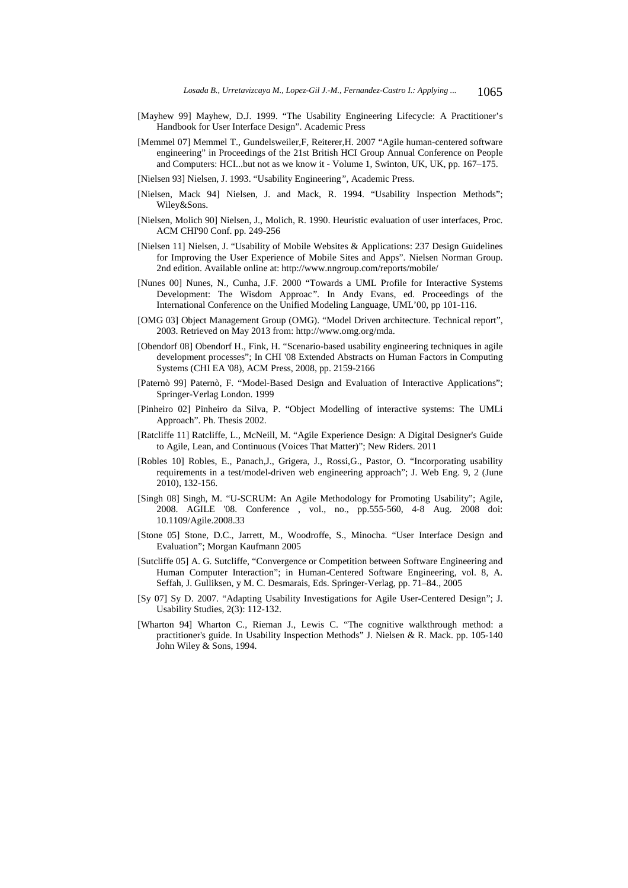[Mayhew 99] Mayhew, D.J. 1999. "The Usability Engineering Lifecycle: A Practitioner's Handbook for User Interface Design". Academic Press

[Memmel 07] Memmel T., Gundelsweiler,F, Reiterer,H. 2007 "Agile human-centered software engineering" in Proceedings of the 21st British HCI Group Annual Conference on People and Computers: HCI...but not as we know it - Volume 1, Swinton, UK, UK, pp. 167–175.

[Nielsen 93] Nielsen, J. 1993. "Usability Engineering", Academic Press.

[Nielsen, Mack 94] Nielsen, J. and Mack, R. 1994. "Usability Inspection Methods"; Wiley&Sons.

[Nielsen, Molich 90] Nielsen, J., Molich, R. 1990. Heuristic evaluation of user interfaces, Proc. ACM CHI'90 Conf. pp. 249-256

[Nielsen 11] Nielsen, J. "Usability of Mobile Websites & Applications: 237 Design Guidelines for Improving the User Experience of Mobile Sites and Apps". Nielsen Norman Group. 2nd edition. Available online at: http://www.nngroup.com/reports/mobile/

[Nunes 00] Nunes, N., Cunha, J.F. 2000 "Towards a UML Profile for Interactive Systems Development: The Wisdom Approac". In Andy Evans, ed. Proceedings of the International Conference on the Unified Modeling Language, UML'00, pp 101-116.

[OMG 03] Object Management Group (OMG). "Model Driven architecture. Technical report", 2003. Retrieved on May 2013 from: http://www.omg.org/mda.

[Obendorf 08] Obendorf H., Fink, H. "Scenario-based usability engineering techniques in agile development processes"; In CHI '08 Extended Abstracts on Human Factors in Computing Systems (CHI EA '08), ACM Press, 2008, pp. 2159-2166

[Paternò 99] Paternò, F. "Model-Based Design and Evaluation of Interactive Applications"; Springer-Verlag London. 1999

[Pinheiro 02] Pinheiro da Silva, P. "Object Modelling of interactive systems: The UMLi Approach". Ph. Thesis 2002.

[Ratcliffe 11] Ratcliffe, L., McNeill, M. "Agile Experience Design: A Digital Designer's Guide to Agile, Lean, and Continuous (Voices That Matter)"; New Riders. 2011

[Robles 10] Robles, E., Panach,J., Grigera, J., Rossi,G., Pastor, O. "Incorporating usability requirements in a test/model-driven web engineering approach"; J. Web Eng. 9, 2 (June 2010), 132-156.

[Singh 08] Singh, M. "U-SCRUM: An Agile Methodology for Promoting Usability"; Agile, 2008. AGILE '08. Conference , vol., no., pp.555-560, 4-8 Aug. 2008 doi: 10.1109/Agile.2008.33

[Stone 05] Stone, D.C., Jarrett, M., Woodroffe, S., Minocha. "User Interface Design and Evaluation"; Morgan Kaufmann 2005

[Sutcliffe 05] A. G. Sutcliffe, "Convergence or Competition between Software Engineering and Human Computer Interaction"; in Human-Centered Software Engineering, vol. 8, A. Seffah, J. Gulliksen, y M. C. Desmarais, Eds. Springer-Verlag, pp. 71–84., 2005

[Sy 07] Sy D. 2007. "Adapting Usability Investigations for Agile User-Centered Design"; J. Usability Studies, 2(3): 112-132.

[Wharton 94] Wharton C., Rieman J., Lewis C. "The cognitive walkthrough method: a practitioner's guide. In Usability Inspection Methods" J. Nielsen & R. Mack. pp. 105-140 John Wiley & Sons, 1994.